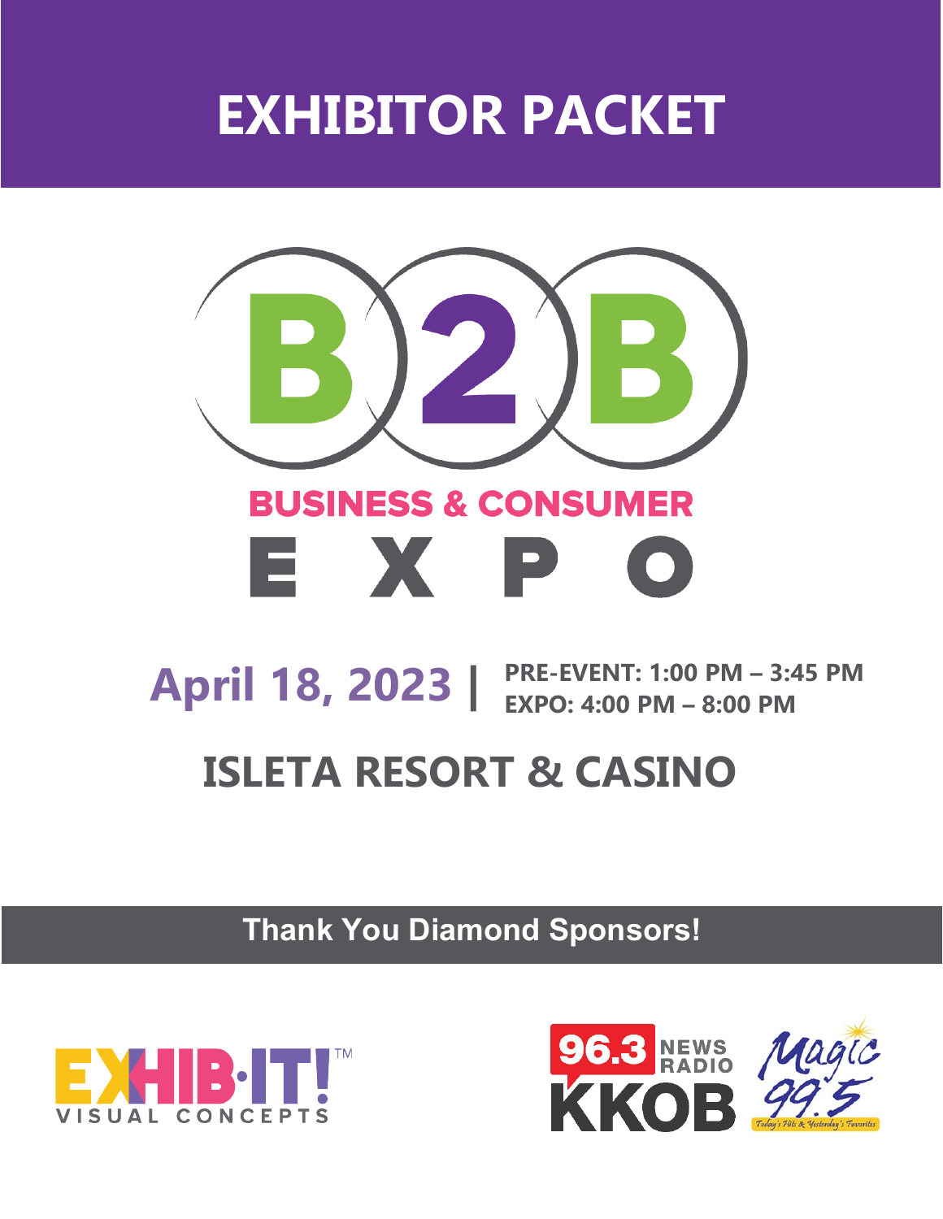# EXHIBITOR PACKET

B2B

BUSINESS & CONSUMER

EXPO

**April 18, 2023** | **PRE-EVENT: 1:00 PM – 3:45 PM**
**EXPO: 4:00 PM – 8:00 PM**

## ISLETA RESORT & CASINO

**Thank You Diamond Sponsors!**

EXHIB·IT! VISUAL CONCEPTS

96.3 NEWS RADIO KKOB

Magic 99.5 Today's Hits & Yesterday's Favorites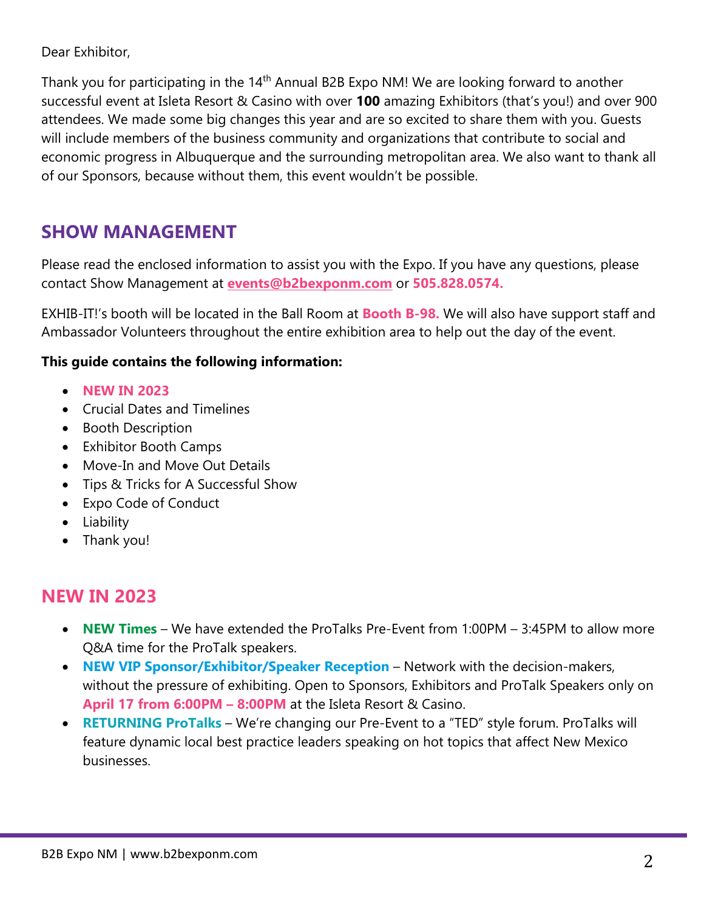Dear Exhibitor,

Thank you for participating in the 14th Annual B2B Expo NM! We are looking forward to another successful event at Isleta Resort & Casino with over **100** amazing Exhibitors (that's you!) and over 900 attendees. We made some big changes this year and are so excited to share them with you. Guests will include members of the business community and organizations that contribute to social and economic progress in Albuquerque and the surrounding metropolitan area. We also want to thank all of our Sponsors, because without them, this event wouldn't be possible.

## SHOW MANAGEMENT

Please read the enclosed information to assist you with the Expo. If you have any questions, please contact Show Management at **events@b2bexponm.com** or **505.828.0574.**

EXHIB-IT!'s booth will be located in the Ball Room at **Booth B-98.** We will also have support staff and Ambassador Volunteers throughout the entire exhibition area to help out the day of the event.

**This guide contains the following information:**

- **NEW IN 2023**
- Crucial Dates and Timelines
- Booth Description
- Exhibitor Booth Camps
- Move-In and Move Out Details
- Tips & Tricks for A Successful Show
- Expo Code of Conduct
- Liability
- Thank you!

## NEW IN 2023

- **NEW Times** – We have extended the ProTalks Pre-Event from 1:00PM – 3:45PM to allow more Q&A time for the ProTalk speakers.
- **NEW VIP Sponsor/Exhibitor/Speaker Reception** – Network with the decision-makers, without the pressure of exhibiting. Open to Sponsors, Exhibitors and ProTalk Speakers only on **April 17 from 6:00PM – 8:00PM** at the Isleta Resort & Casino.
- **RETURNING ProTalks** – We're changing our Pre-Event to a "TED" style forum. ProTalks will feature dynamic local best practice leaders speaking on hot topics that affect New Mexico businesses.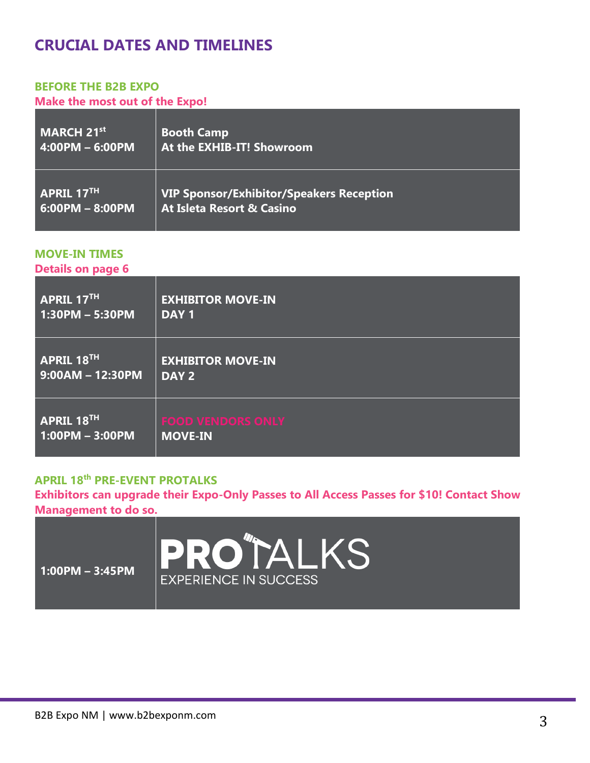# CRUCIAL DATES AND TIMELINES

## BEFORE THE B2B EXPO

**Make the most out of the Expo!**

| | |
|---|---|
| **MARCH 21st 4:00PM – 6:00PM** | **Booth Camp At the EXHIB-IT! Showroom** |
| **APRIL 17TH 6:00PM – 8:00PM** | **VIP Sponsor/Exhibitor/Speakers Reception At Isleta Resort & Casino** |

## MOVE-IN TIMES

**Details on page 6**

| | |
|---|---|
| **APRIL 17TH 1:30PM – 5:30PM** | **EXHIBITOR MOVE-IN DAY 1** |
| **APRIL 18TH 9:00AM – 12:30PM** | **EXHIBITOR MOVE-IN DAY 2** |
| **APRIL 18TH 1:00PM – 3:00PM** | **FOOD VENDORS ONLY MOVE-IN** |

## APRIL 18th PRE-EVENT PROTALKS

**Exhibitors can upgrade their Expo-Only Passes to All Access Passes for $10! Contact Show Management to do so.**

| | |
|---|---|
| **1:00PM – 3:45PM** | PROTALKS EXPERIENCE IN SUCCESS |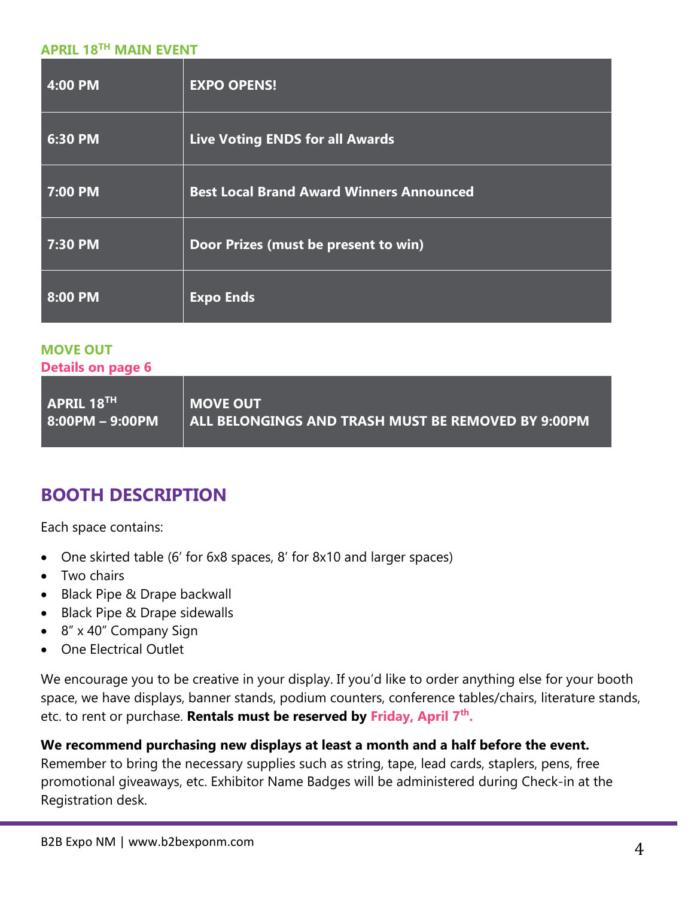### APRIL 18TH MAIN EVENT

| | |
|---|---|
| **4:00 PM** | **EXPO OPENS!** |
| **6:30 PM** | **Live Voting ENDS for all Awards** |
| **7:00 PM** | **Best Local Brand Award Winners Announced** |
| **7:30 PM** | **Door Prizes (must be present to win)** |
| **8:00 PM** | **Expo Ends** |

### MOVE OUT

**Details on page 6**

| | |
|---|---|
| **APRIL 18TH**<br>**8:00PM – 9:00PM** | **MOVE OUT**<br>**ALL BELONGINGS AND TRASH MUST BE REMOVED BY 9:00PM** |

## BOOTH DESCRIPTION

Each space contains:

- One skirted table (6' for 6x8 spaces, 8' for 8x10 and larger spaces)
- Two chairs
- Black Pipe & Drape backwall
- Black Pipe & Drape sidewalls
- 8" x 40" Company Sign
- One Electrical Outlet

We encourage you to be creative in your display. If you'd like to order anything else for your booth space, we have displays, banner stands, podium counters, conference tables/chairs, literature stands, etc. to rent or purchase. **Rentals must be reserved by Friday, April 7th.**

**We recommend purchasing new displays at least a month and a half before the event.** Remember to bring the necessary supplies such as string, tape, lead cards, staplers, pens, free promotional giveaways, etc. Exhibitor Name Badges will be administered during Check-in at the Registration desk.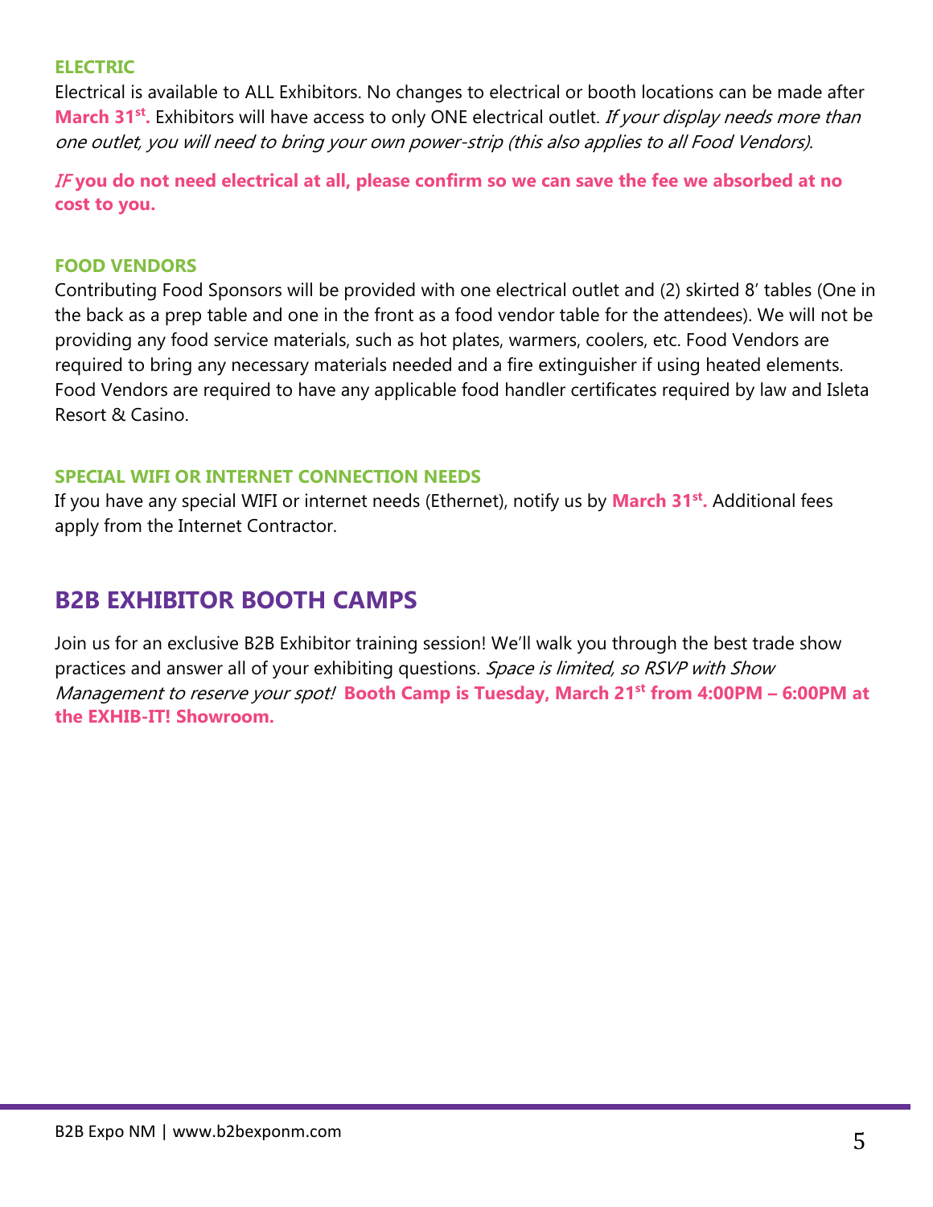### ELECTRIC

Electrical is available to ALL Exhibitors. No changes to electrical or booth locations can be made after **March 31st.** Exhibitors will have access to only ONE electrical outlet. *If your display needs more than one outlet, you will need to bring your own power-strip (this also applies to all Food Vendors).*

***IF*** **you do not need electrical at all, please confirm so we can save the fee we absorbed at no cost to you.**

### FOOD VENDORS

Contributing Food Sponsors will be provided with one electrical outlet and (2) skirted 8' tables (One in the back as a prep table and one in the front as a food vendor table for the attendees). We will not be providing any food service materials, such as hot plates, warmers, coolers, etc. Food Vendors are required to bring any necessary materials needed and a fire extinguisher if using heated elements. Food Vendors are required to have any applicable food handler certificates required by law and Isleta Resort & Casino.

### SPECIAL WIFI OR INTERNET CONNECTION NEEDS

If you have any special WIFI or internet needs (Ethernet), notify us by **March 31st.** Additional fees apply from the Internet Contractor.

## B2B EXHIBITOR BOOTH CAMPS

Join us for an exclusive B2B Exhibitor training session! We'll walk you through the best trade show practices and answer all of your exhibiting questions. *Space is limited, so RSVP with Show Management to reserve your spot!* **Booth Camp is Tuesday, March 21st from 4:00PM – 6:00PM at the EXHIB-IT! Showroom.**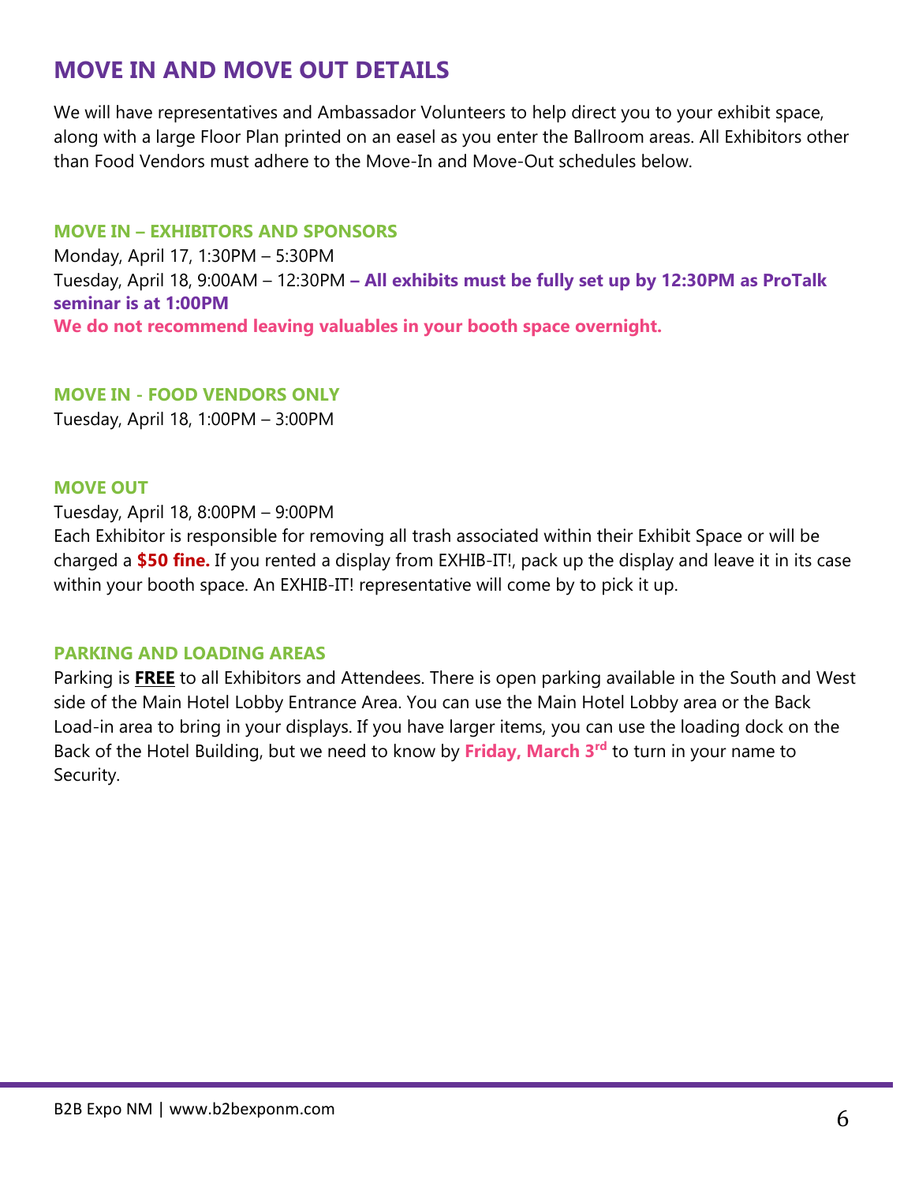## MOVE IN AND MOVE OUT DETAILS

We will have representatives and Ambassador Volunteers to help direct you to your exhibit space, along with a large Floor Plan printed on an easel as you enter the Ballroom areas. All Exhibitors other than Food Vendors must adhere to the Move-In and Move-Out schedules below.

### MOVE IN – EXHIBITORS AND SPONSORS

Monday, April 17, 1:30PM – 5:30PM
Tuesday, April 18, 9:00AM – 12:30PM **– All exhibits must be fully set up by 12:30PM as ProTalk seminar is at 1:00PM**
**We do not recommend leaving valuables in your booth space overnight.**

### MOVE IN - FOOD VENDORS ONLY

Tuesday, April 18, 1:00PM – 3:00PM

### MOVE OUT

Tuesday, April 18, 8:00PM – 9:00PM
Each Exhibitor is responsible for removing all trash associated within their Exhibit Space or will be charged a **$50 fine.** If you rented a display from EXHIB-IT!, pack up the display and leave it in its case within your booth space. An EXHIB-IT! representative will come by to pick it up.

### PARKING AND LOADING AREAS

Parking is **FREE** to all Exhibitors and Attendees. There is open parking available in the South and West side of the Main Hotel Lobby Entrance Area. You can use the Main Hotel Lobby area or the Back Load-in area to bring in your displays. If you have larger items, you can use the loading dock on the Back of the Hotel Building, but we need to know by **Friday, March 3rd** to turn in your name to Security.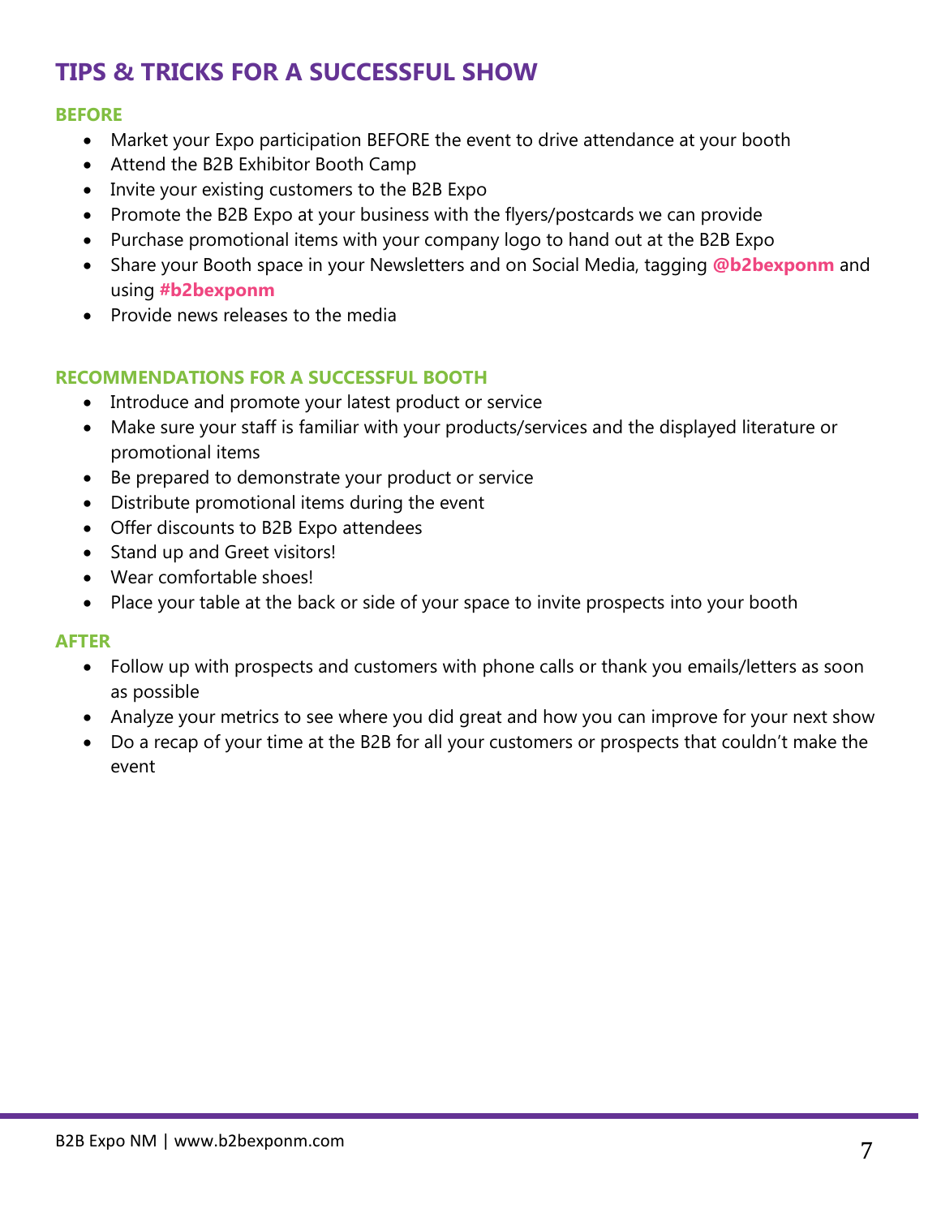# TIPS & TRICKS FOR A SUCCESSFUL SHOW

## BEFORE

- Market your Expo participation BEFORE the event to drive attendance at your booth
- Attend the B2B Exhibitor Booth Camp
- Invite your existing customers to the B2B Expo
- Promote the B2B Expo at your business with the flyers/postcards we can provide
- Purchase promotional items with your company logo to hand out at the B2B Expo
- Share your Booth space in your Newsletters and on Social Media, tagging **@b2bexponm** and using **#b2bexponm**
- Provide news releases to the media

## RECOMMENDATIONS FOR A SUCCESSFUL BOOTH

- Introduce and promote your latest product or service
- Make sure your staff is familiar with your products/services and the displayed literature or promotional items
- Be prepared to demonstrate your product or service
- Distribute promotional items during the event
- Offer discounts to B2B Expo attendees
- Stand up and Greet visitors!
- Wear comfortable shoes!
- Place your table at the back or side of your space to invite prospects into your booth

## AFTER

- Follow up with prospects and customers with phone calls or thank you emails/letters as soon as possible
- Analyze your metrics to see where you did great and how you can improve for your next show
- Do a recap of your time at the B2B for all your customers or prospects that couldn't make the event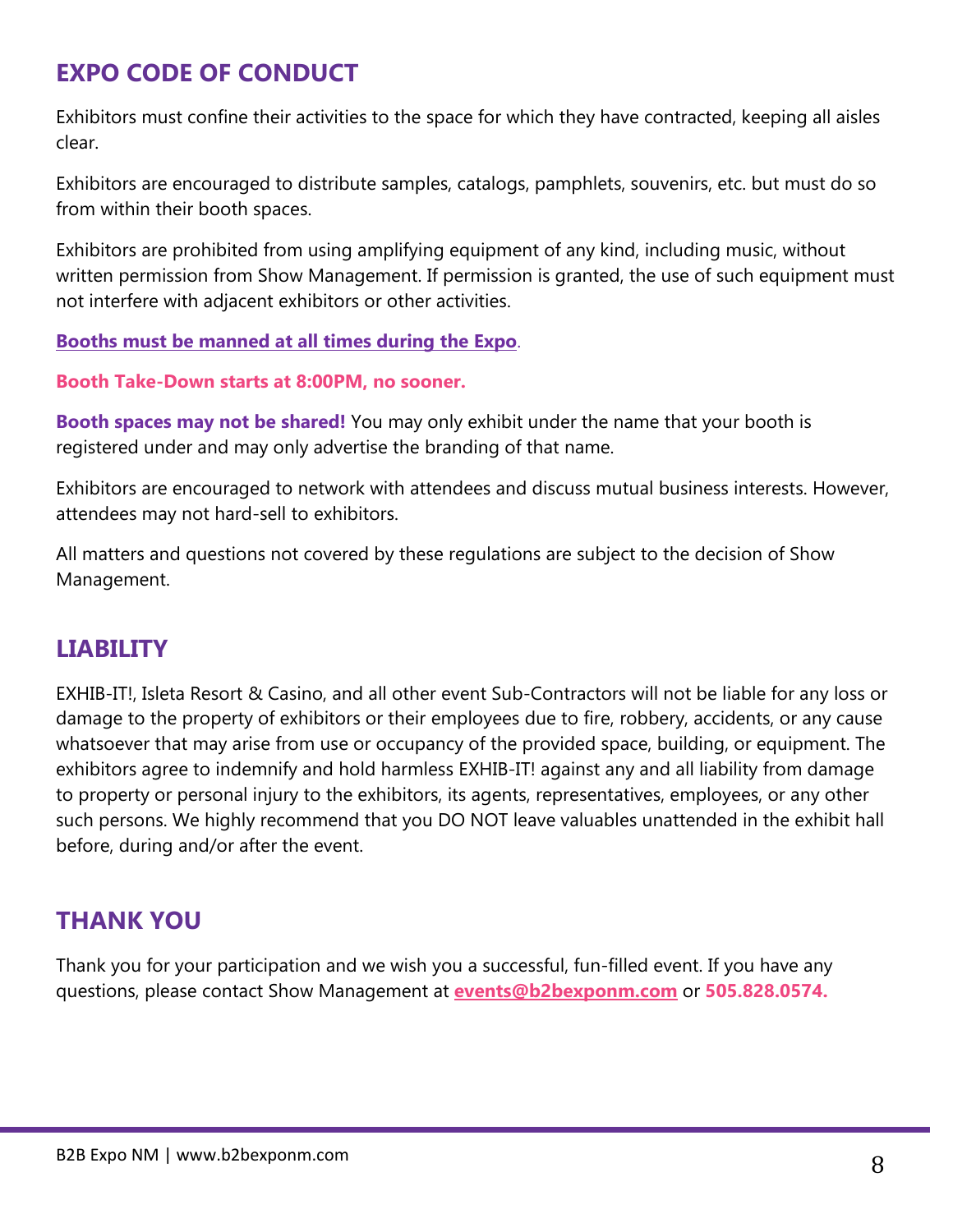## EXPO CODE OF CONDUCT

Exhibitors must confine their activities to the space for which they have contracted, keeping all aisles clear.

Exhibitors are encouraged to distribute samples, catalogs, pamphlets, souvenirs, etc. but must do so from within their booth spaces.

Exhibitors are prohibited from using amplifying equipment of any kind, including music, without written permission from Show Management. If permission is granted, the use of such equipment must not interfere with adjacent exhibitors or other activities.

**Booths must be manned at all times during the Expo**.

**Booth Take-Down starts at 8:00PM, no sooner.**

**Booth spaces may not be shared!** You may only exhibit under the name that your booth is registered under and may only advertise the branding of that name.

Exhibitors are encouraged to network with attendees and discuss mutual business interests. However, attendees may not hard-sell to exhibitors.

All matters and questions not covered by these regulations are subject to the decision of Show Management.

## LIABILITY

EXHIB-IT!, Isleta Resort & Casino, and all other event Sub-Contractors will not be liable for any loss or damage to the property of exhibitors or their employees due to fire, robbery, accidents, or any cause whatsoever that may arise from use or occupancy of the provided space, building, or equipment. The exhibitors agree to indemnify and hold harmless EXHIB-IT! against any and all liability from damage to property or personal injury to the exhibitors, its agents, representatives, employees, or any other such persons. We highly recommend that you DO NOT leave valuables unattended in the exhibit hall before, during and/or after the event.

## THANK YOU

Thank you for your participation and we wish you a successful, fun-filled event. If you have any questions, please contact Show Management at **events@b2bexponm.com** or **505.828.0574.**